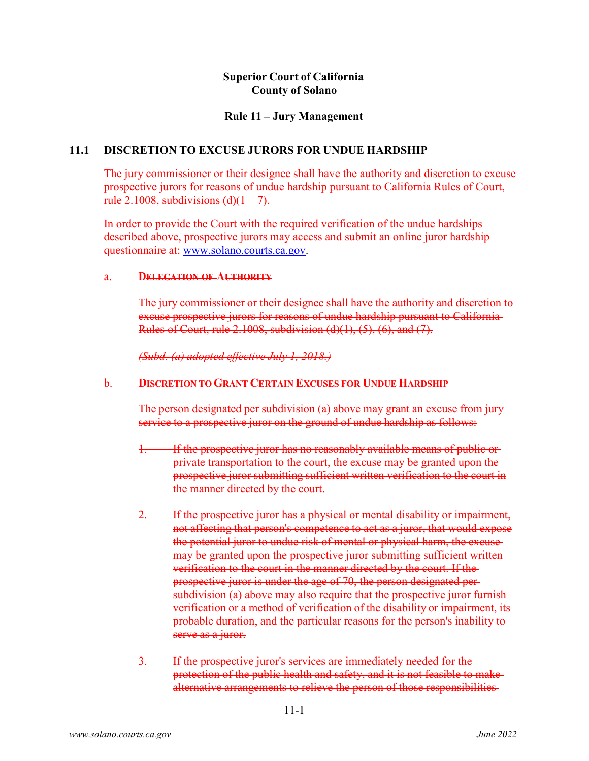**Superior Court of California**
**County of Solano**

**Rule 11 – Jury Management**

## 11.1 DISCRETION TO EXCUSE JURORS FOR UNDUE HARDSHIP

The jury commissioner or their designee shall have the authority and discretion to excuse prospective jurors for reasons of undue hardship pursuant to California Rules of Court, rule 2.1008, subdivisions (d)(1 – 7).

In order to provide the Court with the required verification of the undue hardships described above, prospective jurors may access and submit an online juror hardship questionnaire at: [www.solano.courts.ca.gov](www.solano.courts.ca.gov).

~~a. **DELEGATION OF AUTHORITY**~~

~~The jury commissioner or their designee shall have the authority and discretion to excuse prospective jurors for reasons of undue hardship pursuant to California Rules of Court, rule 2.1008, subdivision (d)(1), (5), (6), and (7).~~

~~*(Subd. (a) adopted effective July 1, 2018.)*~~

~~b. **DISCRETION TO GRANT CERTAIN EXCUSES FOR UNDUE HARDSHIP**~~

~~The person designated per subdivision (a) above may grant an excuse from jury service to a prospective juror on the ground of undue hardship as follows:~~

~~1. If the prospective juror has no reasonably available means of public or private transportation to the court, the excuse may be granted upon the prospective juror submitting sufficient written verification to the court in the manner directed by the court.~~

~~2. If the prospective juror has a physical or mental disability or impairment, not affecting that person's competence to act as a juror, that would expose the potential juror to undue risk of mental or physical harm, the excuse may be granted upon the prospective juror submitting sufficient written verification to the court in the manner directed by the court. If the prospective juror is under the age of 70, the person designated per subdivision (a) above may also require that the prospective juror furnish verification or a method of verification of the disability or impairment, its probable duration, and the particular reasons for the person's inability to serve as a juror.~~

~~3. If the prospective juror's services are immediately needed for the protection of the public health and safety, and it is not feasible to make alternative arrangements to relieve the person of those responsibilities~~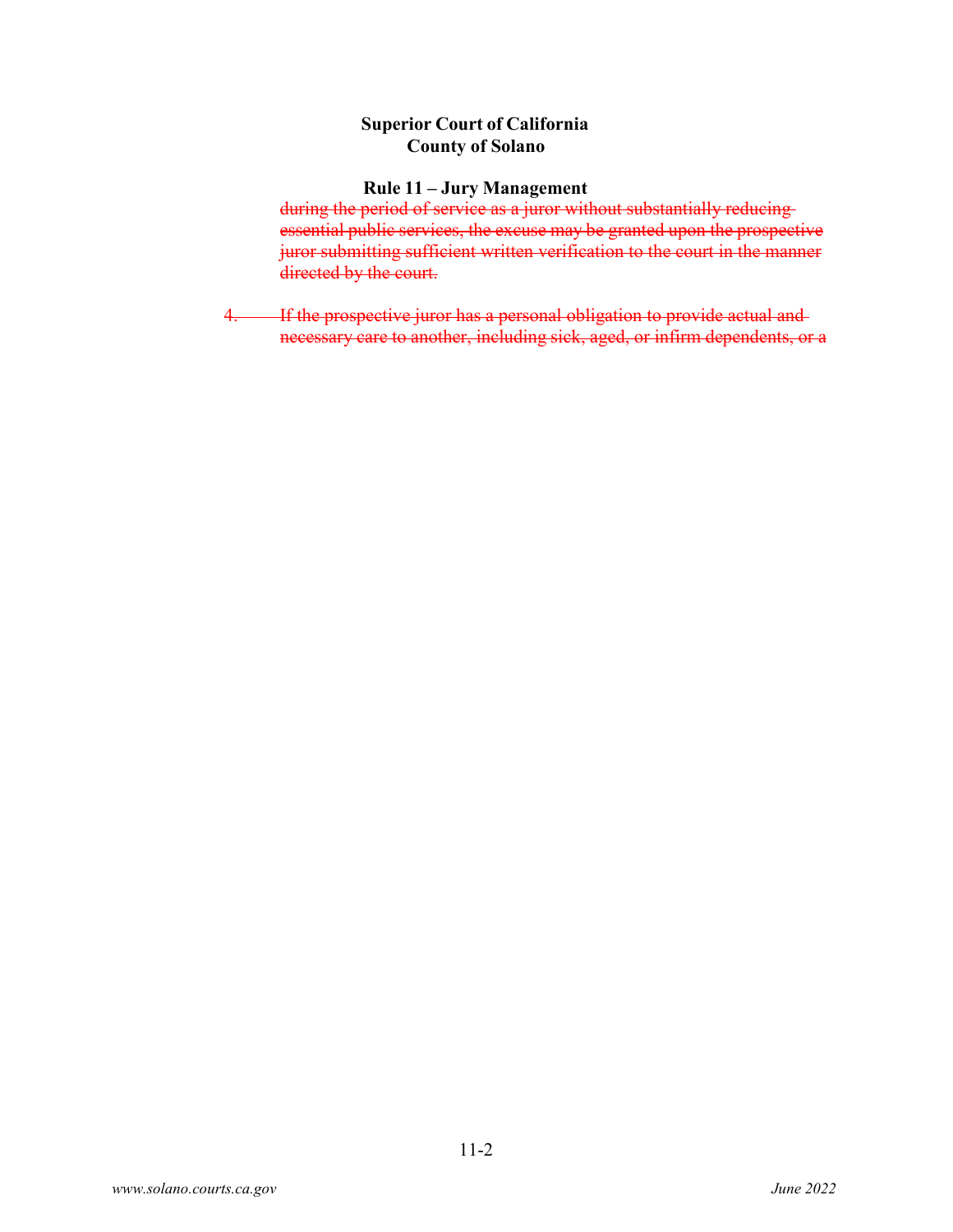~~during the period of service as a juror without substantially reducing essential public services, the excuse may be granted upon the prospective juror submitting sufficient written verification to the court in the manner directed by the court.~~

~~4. If the prospective juror has a personal obligation to provide actual and necessary care to another, including sick, aged, or infirm dependents, or a~~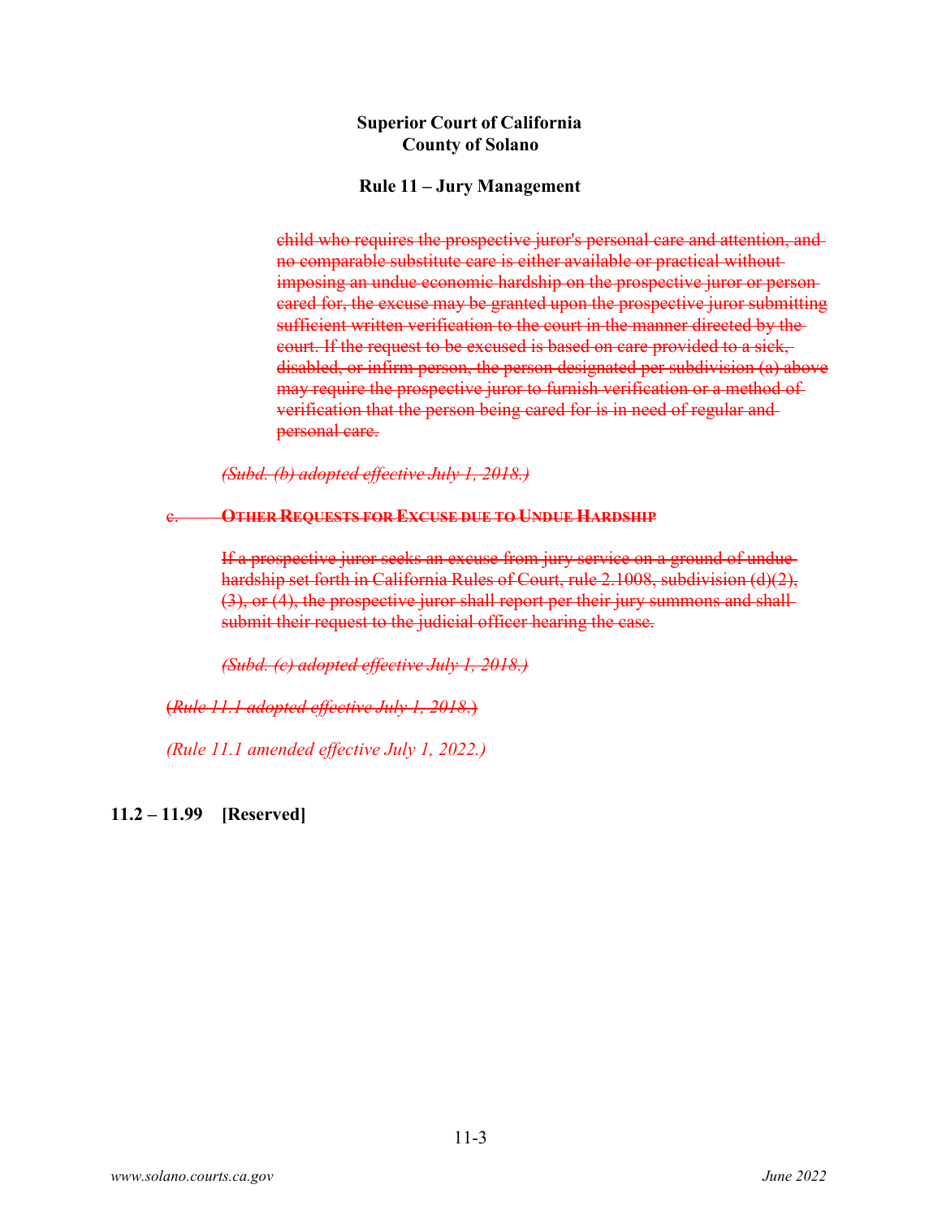child who requires the prospective juror's personal care and attention, and no comparable substitute care is either available or practical without imposing an undue economic hardship on the prospective juror or person cared for, the excuse may be granted upon the prospective juror submitting sufficient written verification to the court in the manner directed by the court. If the request to be excused is based on care provided to a sick, disabled, or infirm person, the person designated per subdivision (a) above may require the prospective juror to furnish verification or a method of verification that the person being cared for is in need of regular and personal care.

*(Subd. (b) adopted effective July 1, 2018.)*

c. **OTHER REQUESTS FOR EXCUSE DUE TO UNDUE HARDSHIP**

If a prospective juror seeks an excuse from jury service on a ground of undue hardship set forth in California Rules of Court, rule 2.1008, subdivision (d)(2), (3), or (4), the prospective juror shall report per their jury summons and shall submit their request to the judicial officer hearing the case.

*(Subd. (c) adopted effective July 1, 2018.)*

*(Rule 11.1 adopted effective July 1, 2018.)*

*(Rule 11.1 amended effective July 1, 2022.)*

**11.2 – 11.99 [Reserved]**